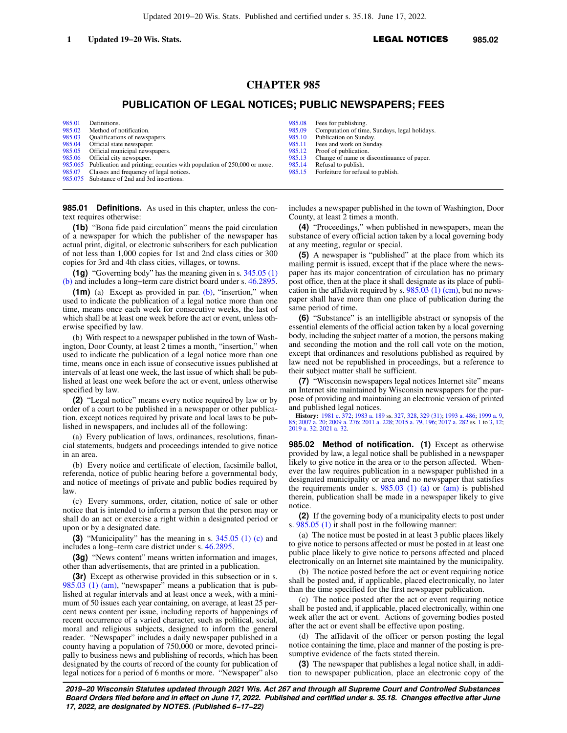# CHAPTER 985

## PUBLICATION OF LEGAL NOTICES; PUBLIC NEWSPAPERS; FEES

| | |
|---|---|
| 985.01 | Definitions. |
| 985.02 | Method of notification. |
| 985.03 | Qualifications of newspapers. |
| 985.04 | Official state newspaper. |
| 985.05 | Official municipal newspapers. |
| 985.06 | Official city newspaper. |
| 985.065 | Publication and printing; counties with population of 250,000 or more. |
| 985.07 | Classes and frequency of legal notices. |
| 985.075 | Substance of 2nd and 3rd insertions. |
| 985.08 | Fees for publishing. |
| 985.09 | Computation of time, Sundays, legal holidays. |
| 985.10 | Publication on Sunday. |
| 985.11 | Fees and work on Sunday. |
| 985.12 | Proof of publication. |
| 985.13 | Change of name or discontinuance of paper. |
| 985.14 | Refusal to publish. |
| 985.15 | Forfeiture for refusal to publish. |

**985.01 Definitions.** As used in this chapter, unless the context requires otherwise:

**(1b)** "Bona fide paid circulation" means the paid circulation of a newspaper for which the publisher of the newspaper has actual print, digital, or electronic subscribers for each publication of not less than 1,000 copies for 1st and 2nd class cities or 300 copies for 3rd and 4th class cities, villages, or towns.

**(1g)** "Governing body" has the meaning given in s. 345.05 (1) (b) and includes a long-term care district board under s. 46.2895.

**(1m)** (a) Except as provided in par. (b), "insertion," when used to indicate the publication of a legal notice more than one time, means once each week for consecutive weeks, the last of which shall be at least one week before the act or event, unless otherwise specified by law.

(b) With respect to a newspaper published in the town of Washington, Door County, at least 2 times a month, "insertion," when used to indicate the publication of a legal notice more than one time, means once in each issue of consecutive issues published at intervals of at least one week, the last issue of which shall be published at least one week before the act or event, unless otherwise specified by law.

**(2)** "Legal notice" means every notice required by law or by order of a court to be published in a newspaper or other publication, except notices required by private and local laws to be published in newspapers, and includes all of the following:

(a) Every publication of laws, ordinances, resolutions, financial statements, budgets and proceedings intended to give notice in an area.

(b) Every notice and certificate of election, facsimile ballot, referenda, notice of public hearing before a governmental body, and notice of meetings of private and public bodies required by law.

(c) Every summons, order, citation, notice of sale or other notice that is intended to inform a person that the person may or shall do an act or exercise a right within a designated period or upon or by a designated date.

**(3)** "Municipality" has the meaning in s. 345.05 (1) (c) and includes a long-term care district under s. 46.2895.

**(3g)** "News content" means written information and images, other than advertisements, that are printed in a publication.

**(3r)** Except as otherwise provided in this subsection or in s. 985.03 (1) (am), "newspaper" means a publication that is published at regular intervals and at least once a week, with a minimum of 50 issues each year containing, on average, at least 25 percent news content per issue, including reports of happenings of recent occurrence of a varied character, such as political, social, moral and religious subjects, designed to inform the general reader. "Newspaper" includes a daily newspaper published in a county having a population of 750,000 or more, devoted principally to business news and publishing of records, which has been designated by the courts of record of the county for publication of legal notices for a period of 6 months or more. "Newspaper" also includes a newspaper published in the town of Washington, Door County, at least 2 times a month.

**(4)** "Proceedings," when published in newspapers, mean the substance of every official action taken by a local governing body at any meeting, regular or special.

**(5)** A newspaper is "published" at the place from which its mailing permit is issued, except that if the place where the newspaper has its major concentration of circulation has no primary post office, then at the place it shall designate as its place of publication in the affidavit required by s. 985.03 (1) (cm), but no newspaper shall have more than one place of publication during the same period of time.

**(6)** "Substance" is an intelligible abstract or synopsis of the essential elements of the official action taken by a local governing body, including the subject matter of a motion, the persons making and seconding the motion and the roll call vote on the motion, except that ordinances and resolutions published as required by law need not be republished in proceedings, but a reference to their subject matter shall be sufficient.

**(7)** "Wisconsin newspapers legal notices Internet site" means an Internet site maintained by Wisconsin newspapers for the purpose of providing and maintaining an electronic version of printed and published legal notices.

**History:** 1981 c. 372; 1983 a. 189 ss. 327, 328, 329 (31); 1993 a. 486; 1999 a. 9, 85; 2007 a. 20; 2009 a. 276; 2011 a. 228; 2015 a. 79, 196; 2017 a. 282 ss. 1 to 3, 12; 2019 a. 32; 2021 a. 32.

**985.02 Method of notification. (1)** Except as otherwise provided by law, a legal notice shall be published in a newspaper likely to give notice in the area or to the person affected. Whenever the law requires publication in a newspaper published in a designated municipality or area and no newspaper that satisfies the requirements under s. 985.03 (1) (a) or (am) is published therein, publication shall be made in a newspaper likely to give notice.

**(2)** If the governing body of a municipality elects to post under s. 985.05 (1) it shall post in the following manner:

(a) The notice must be posted in at least 3 public places likely to give notice to persons affected or must be posted in at least one public place likely to give notice to persons affected and placed electronically on an Internet site maintained by the municipality.

(b) The notice posted before the act or event requiring notice shall be posted and, if applicable, placed electronically, no later than the time specified for the first newspaper publication.

(c) The notice posted after the act or event requiring notice shall be posted and, if applicable, placed electronically, within one week after the act or event. Actions of governing bodies posted after the act or event shall be effective upon posting.

(d) The affidavit of the officer or person posting the legal notice containing the time, place and manner of the posting is presumptive evidence of the facts stated therein.

**(3)** The newspaper that publishes a legal notice shall, in addition to newspaper publication, place an electronic copy of the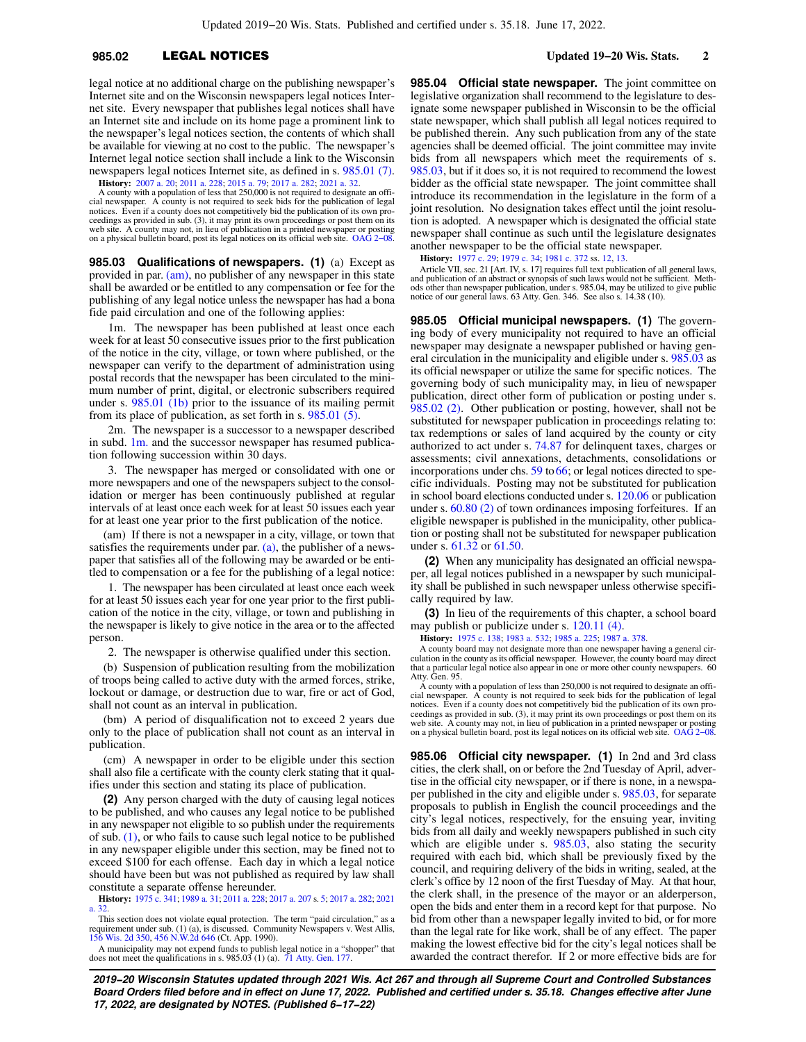legal notice at no additional charge on the publishing newspaper's Internet site and on the Wisconsin newspapers legal notices Internet site. Every newspaper that publishes legal notices shall have an Internet site and include on its home page a prominent link to the newspaper's legal notices section, the contents of which shall be available for viewing at no cost to the public. The newspaper's Internet legal notice section shall include a link to the Wisconsin newspapers legal notices Internet site, as defined in s. 985.01 (7).

**History:** 2007 a. 20; 2011 a. 228; 2015 a. 79; 2017 a. 282; 2021 a. 32.

A county with a population of less that 250,000 is not required to designate an official newspaper. A county is not required to seek bids for the publication of legal notices. Even if a county does not competitively bid the publication of its own proceedings as provided in sub. (3), it may print its own proceedings or post them on its web site. A county may not, in lieu of publication in a printed newspaper or posting on a physical bulletin board, post its legal notices on its official web site. OAG 2-08.

**985.03 Qualifications of newspapers. (1)** (a) Except as provided in par. (am), no publisher of any newspaper in this state shall be awarded or be entitled to any compensation or fee for the publishing of any legal notice unless the newspaper has had a bona fide paid circulation and one of the following applies:

1m. The newspaper has been published at least once each week for at least 50 consecutive issues prior to the first publication of the notice in the city, village, or town where published, or the newspaper can verify to the department of administration using postal records that the newspaper has been circulated to the minimum number of print, digital, or electronic subscribers required under s. 985.01 (1b) prior to the issuance of its mailing permit from its place of publication, as set forth in s. 985.01 (5).

2m. The newspaper is a successor to a newspaper described in subd. 1m. and the successor newspaper has resumed publication following succession within 30 days.

3. The newspaper has merged or consolidated with one or more newspapers and one of the newspapers subject to the consolidation or merger has been continuously published at regular intervals of at least once each week for at least 50 issues each year for at least one year prior to the first publication of the notice.

(am) If there is not a newspaper in a city, village, or town that satisfies the requirements under par. (a), the publisher of a newspaper that satisfies all of the following may be awarded or be entitled to compensation or a fee for the publishing of a legal notice:

1. The newspaper has been circulated at least once each week for at least 50 issues each year for one year prior to the first publication of the notice in the city, village, or town and publishing in the newspaper is likely to give notice in the area or to the affected person.

2. The newspaper is otherwise qualified under this section.

(b) Suspension of publication resulting from the mobilization of troops being called to active duty with the armed forces, strike, lockout or damage, or destruction due to war, fire or act of God, shall not count as an interval in publication.

(bm) A period of disqualification not to exceed 2 years due only to the place of publication shall not count as an interval in publication.

(cm) A newspaper in order to be eligible under this section shall also file a certificate with the county clerk stating that it qualifies under this section and stating its place of publication.

**(2)** Any person charged with the duty of causing legal notices to be published, and who causes any legal notice to be published in any newspaper not eligible to so publish under the requirements of sub. (1), or who fails to cause such legal notice to be published in any newspaper eligible under this section, may be fined not to exceed $100 for each offense. Each day in which a legal notice should have been but was not published as required by law shall constitute a separate offense hereunder.

**History:** 1975 c. 341; 1989 a. 31; 2011 a. 228; 2017 a. 207 s. 5; 2017 a. 282; 2021 a. 32.

This section does not violate equal protection. The term "paid circulation," as a requirement under sub. (1) (a), is discussed. Community Newspapers v. West Allis, 156 Wis. 2d 350, 456 N.W.2d 646 (Ct. App. 1990).

A municipality may not expend funds to publish legal notice in a "shopper" that does not meet the qualifications in s. 985.03 (1) (a). 71 Atty. Gen. 177.

**985.04 Official state newspaper.** The joint committee on legislative organization shall recommend to the legislature to designate some newspaper published in Wisconsin to be the official state newspaper, which shall publish all legal notices required to be published therein. Any such publication from any of the state agencies shall be deemed official. The joint committee may invite bids from all newspapers which meet the requirements of s. 985.03, but if it does so, it is not required to recommend the lowest bidder as the official state newspaper. The joint committee shall introduce its recommendation in the legislature in the form of a joint resolution. No designation takes effect until the joint resolution is adopted. A newspaper which is designated the official state newspaper shall continue as such until the legislature designates another newspaper to be the official state newspaper.

**History:** 1977 c. 29; 1979 c. 34; 1981 c. 372 ss. 12, 13.

Article VII, sec. 21 [Art. IV, s. 17] requires full text publication of all general laws, and publication of an abstract or synopsis of such laws would not be sufficient. Methods other than newspaper publication, under s. 985.04, may be utilized to give public notice of our general laws. 63 Atty. Gen. 346. See also s. 14.38 (10).

**985.05 Official municipal newspapers. (1)** The governing body of every municipality not required to have an official newspaper may designate a newspaper published or having general circulation in the municipality and eligible under s. 985.03 as its official newspaper or utilize the same for specific notices. The governing body of such municipality may, in lieu of newspaper publication, direct other form of publication or posting under s. 985.02 (2). Other publication or posting, however, shall not be substituted for newspaper publication in proceedings relating to: tax redemptions or sales of land acquired by the county or city authorized to act under s. 74.87 for delinquent taxes, charges or assessments; civil annexations, detachments, consolidations or incorporations under chs. 59 to 66; or legal notices directed to specific individuals. Posting may not be substituted for publication in school board elections conducted under s. 120.06 or publication under s. 60.80 (2) of town ordinances imposing forfeitures. If an eligible newspaper is published in the municipality, other publication or posting shall not be substituted for newspaper publication under s. 61.32 or 61.50.

**(2)** When any municipality has designated an official newspaper, all legal notices published in a newspaper by such municipality shall be published in such newspaper unless otherwise specifically required by law.

**(3)** In lieu of the requirements of this chapter, a school board may publish or publicize under s. 120.11 (4).

**History:** 1975 c. 138; 1983 a. 532; 1985 a. 225; 1987 a. 378.

A county board may not designate more than one newspaper having a general circulation in the county as its official newspaper. However, the county board may direct that a particular legal notice also appear in one or more other county newspapers. 60 Atty. Gen. 95.

A county with a population of less than 250,000 is not required to designate an official newspaper. A county is not required to seek bids for the publication of legal notices. Even if a county does not competitively bid the publication of its own proceedings as provided in sub. (3), it may print its own proceedings or post them on its web site. A county may not, in lieu of publication in a printed newspaper or posting on a physical bulletin board, post its legal notices on its official web site. OAG 2-08.

**985.06 Official city newspaper. (1)** In 2nd and 3rd class cities, the clerk shall, on or before the 2nd Tuesday of April, advertise in the official city newspaper, or if there is none, in a newspaper published in the city and eligible under s. 985.03, for separate proposals to publish in English the council proceedings and the city's legal notices, respectively, for the ensuing year, inviting bids from all daily and weekly newspapers published in such city which are eligible under s. 985.03, also stating the security required with each bid, which shall be previously fixed by the council, and requiring delivery of the bids in writing, sealed, at the clerk's office by 12 noon of the first Tuesday of May. At that hour, the clerk shall, in the presence of the mayor or an alderperson, open the bids and enter them in a record kept for that purpose. No bid from other than a newspaper legally invited to bid, or for more than the legal rate for like work, shall be of any effect. The paper making the lowest effective bid for the city's legal notices shall be awarded the contract therefor. If 2 or more effective bids are for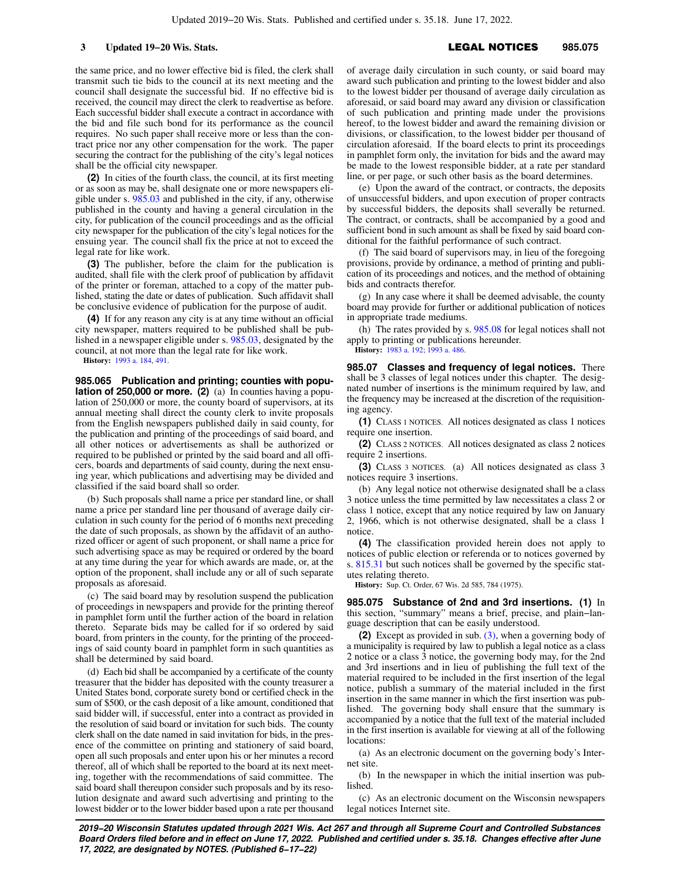the same price, and no lower effective bid is filed, the clerk shall transmit such tie bids to the council at its next meeting and the council shall designate the successful bid. If no effective bid is received, the council may direct the clerk to readvertise as before. Each successful bidder shall execute a contract in accordance with the bid and file such bond for its performance as the council requires. No such paper shall receive more or less than the contract price nor any other compensation for the work. The paper securing the contract for the publishing of the city's legal notices shall be the official city newspaper.

**(2)** In cities of the fourth class, the council, at its first meeting or as soon as may be, shall designate one or more newspapers eligible under s. 985.03 and published in the city, if any, otherwise published in the county and having a general circulation in the city, for publication of the council proceedings and as the official city newspaper for the publication of the city's legal notices for the ensuing year. The council shall fix the price at not to exceed the legal rate for like work.

**(3)** The publisher, before the claim for the publication is audited, shall file with the clerk proof of publication by affidavit of the printer or foreman, attached to a copy of the matter published, stating the date or dates of publication. Such affidavit shall be conclusive evidence of publication for the purpose of audit.

**(4)** If for any reason any city is at any time without an official city newspaper, matters required to be published shall be published in a newspaper eligible under s. 985.03, designated by the council, at not more than the legal rate for like work.

**History:** 1993 a. 184, 491.

**985.065 Publication and printing; counties with population of 250,000 or more.** **(2)** (a) In counties having a population of 250,000 or more, the county board of supervisors, at its annual meeting shall direct the county clerk to invite proposals from the English newspapers published daily in said county, for the publication and printing of the proceedings of said board, and all other notices or advertisements as shall be authorized or required to be published or printed by the said board and all officers, boards and departments of said county, during the next ensuing year, which publications and advertising may be divided and classified if the said board shall so order.

(b) Such proposals shall name a price per standard line, or shall name a price per standard line per thousand of average daily circulation in such county for the period of 6 months next preceding the date of such proposals, as shown by the affidavit of an authorized officer or agent of such proponent, or shall name a price for such advertising space as may be required or ordered by the board at any time during the year for which awards are made, or, at the option of the proponent, shall include any or all of such separate proposals as aforesaid.

(c) The said board may by resolution suspend the publication of proceedings in newspapers and provide for the printing thereof in pamphlet form until the further action of the board in relation thereto. Separate bids may be called for if so ordered by said board, from printers in the county, for the printing of the proceedings of said county board in pamphlet form in such quantities as shall be determined by said board.

(d) Each bid shall be accompanied by a certificate of the county treasurer that the bidder has deposited with the county treasurer a United States bond, corporate surety bond or certified check in the sum of $500, or the cash deposit of a like amount, conditioned that said bidder will, if successful, enter into a contract as provided in the resolution of said board or invitation for such bids. The county clerk shall on the date named in said invitation for bids, in the presence of the committee on printing and stationery of said board, open all such proposals and enter upon his or her minutes a record thereof, all of which shall be reported to the board at its next meeting, together with the recommendations of said committee. The said board shall thereupon consider such proposals and by its resolution designate and award such advertising and printing to the lowest bidder or to the lower bidder based upon a rate per thousand of average daily circulation in such county, or said board may award such publication and printing to the lowest bidder and also to the lowest bidder per thousand of average daily circulation as aforesaid, or said board may award any division or classification of such publication and printing made under the provisions hereof, to the lowest bidder and award the remaining division or divisions, or classification, to the lowest bidder per thousand of circulation aforesaid. If the board elects to print its proceedings in pamphlet form only, the invitation for bids and the award may be made to the lowest responsible bidder, at a rate per standard line, or per page, or such other basis as the board determines.

(e) Upon the award of the contract, or contracts, the deposits of unsuccessful bidders, and upon execution of proper contracts by successful bidders, the deposits shall severally be returned. The contract, or contracts, shall be accompanied by a good and sufficient bond in such amount as shall be fixed by said board conditional for the faithful performance of such contract.

(f) The said board of supervisors may, in lieu of the foregoing provisions, provide by ordinance, a method of printing and publication of its proceedings and notices, and the method of obtaining bids and contracts therefor.

(g) In any case where it shall be deemed advisable, the county board may provide for further or additional publication of notices in appropriate trade mediums.

(h) The rates provided by s. 985.08 for legal notices shall not apply to printing or publications hereunder.

**History:** 1983 a. 192; 1993 a. 486.

**985.07 Classes and frequency of legal notices.** There shall be 3 classes of legal notices under this chapter. The designated number of insertions is the minimum required by law, and the frequency may be increased at the discretion of the requisitioning agency.

**(1)** CLASS 1 NOTICES. All notices designated as class 1 notices require one insertion.

**(2)** CLASS 2 NOTICES. All notices designated as class 2 notices require 2 insertions.

**(3)** CLASS 3 NOTICES. (a) All notices designated as class 3 notices require 3 insertions.

(b) Any legal notice not otherwise designated shall be a class 3 notice unless the time permitted by law necessitates a class 2 or class 1 notice, except that any notice required by law on January 2, 1966, which is not otherwise designated, shall be a class 1 notice.

**(4)** The classification provided herein does not apply to notices of public election or referenda or to notices governed by s. 815.31 but such notices shall be governed by the specific statutes relating thereto.

**History:** Sup. Ct. Order, 67 Wis. 2d 585, 784 (1975).

**985.075 Substance of 2nd and 3rd insertions.** **(1)** In this section, "summary" means a brief, precise, and plain-language description that can be easily understood.

**(2)** Except as provided in sub. (3), when a governing body of a municipality is required by law to publish a legal notice as a class 2 notice or a class 3 notice, the governing body may, for the 2nd and 3rd insertions and in lieu of publishing the full text of the material required to be included in the first insertion of the legal notice, publish a summary of the material included in the first insertion in the same manner in which the first insertion was published. The governing body shall ensure that the summary is accompanied by a notice that the full text of the material included in the first insertion is available for viewing at all of the following locations:

(a) As an electronic document on the governing body's Internet site.

(b) In the newspaper in which the initial insertion was published.

(c) As an electronic document on the Wisconsin newspapers legal notices Internet site.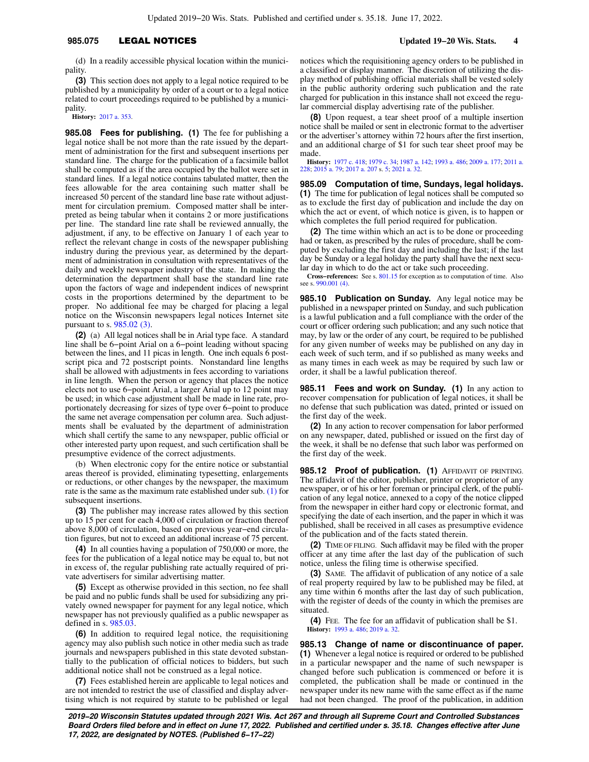(d) In a readily accessible physical location within the municipality.

**(3)** This section does not apply to a legal notice required to be published by a municipality by order of a court or to a legal notice related to court proceedings required to be published by a municipality.

**History:** 2017 a. 353.

**985.08 Fees for publishing. (1)** The fee for publishing a legal notice shall be not more than the rate issued by the department of administration for the first and subsequent insertions per standard line. The charge for the publication of a facsimile ballot shall be computed as if the area occupied by the ballot were set in standard lines. If a legal notice contains tabulated matter, then the fees allowable for the area containing such matter shall be increased 50 percent of the standard line base rate without adjustment for circulation premium. Composed matter shall be interpreted as being tabular when it contains 2 or more justifications per line. The standard line rate shall be reviewed annually, the adjustment, if any, to be effective on January 1 of each year to reflect the relevant change in costs of the newspaper publishing industry during the previous year, as determined by the department of administration in consultation with representatives of the daily and weekly newspaper industry of the state. In making the determination the department shall base the standard line rate upon the factors of wage and independent indices of newsprint costs in the proportions determined by the department to be proper. No additional fee may be charged for placing a legal notice on the Wisconsin newspapers legal notices Internet site pursuant to s. 985.02 (3).

**(2)** (a) All legal notices shall be in Arial type face. A standard line shall be 6−point Arial on a 6−point leading without spacing between the lines, and 11 picas in length. One inch equals 6 postscript pica and 72 postscript points. Nonstandard line lengths shall be allowed with adjustments in fees according to variations in line length. When the person or agency that places the notice elects not to use 6−point Arial, a larger Arial up to 12 point may be used; in which case adjustment shall be made in line rate, proportionately decreasing for sizes of type over 6−point to produce the same net average compensation per column area. Such adjustments shall be evaluated by the department of administration which shall certify the same to any newspaper, public official or other interested party upon request, and such certification shall be presumptive evidence of the correct adjustments.

(b) When electronic copy for the entire notice or substantial areas thereof is provided, eliminating typesetting, enlargements or reductions, or other changes by the newspaper, the maximum rate is the same as the maximum rate established under sub. (1) for subsequent insertions.

**(3)** The publisher may increase rates allowed by this section up to 15 per cent for each 4,000 of circulation or fraction thereof above 8,000 of circulation, based on previous year−end circulation figures, but not to exceed an additional increase of 75 percent.

**(4)** In all counties having a population of 750,000 or more, the fees for the publication of a legal notice may be equal to, but not in excess of, the regular publishing rate actually required of private advertisers for similar advertising matter.

**(5)** Except as otherwise provided in this section, no fee shall be paid and no public funds shall be used for subsidizing any privately owned newspaper for payment for any legal notice, which newspaper has not previously qualified as a public newspaper as defined in s. 985.03.

**(6)** In addition to required legal notice, the requisitioning agency may also publish such notice in other media such as trade journals and newspapers published in this state devoted substantially to the publication of official notices to bidders, but such additional notice shall not be construed as a legal notice.

**(7)** Fees established herein are applicable to legal notices and are not intended to restrict the use of classified and display advertising which is not required by statute to be published or legal notices which the requisitioning agency orders to be published in a classified or display manner. The discretion of utilizing the display method of publishing official materials shall be vested solely in the public authority ordering such publication and the rate charged for publication in this instance shall not exceed the regular commercial display advertising rate of the publisher.

**(8)** Upon request, a tear sheet proof of a multiple insertion notice shall be mailed or sent in electronic format to the advertiser or the advertiser's attorney within 72 hours after the first insertion, and an additional charge of $1 for such tear sheet proof may be made.

**History:** 1977 c. 418; 1979 c. 34; 1987 a. 142; 1993 a. 486; 2009 a. 177; 2011 a. 228; 2015 a. 79; 2017 a. 207 s. 5; 2021 a. 32.

**985.09 Computation of time, Sundays, legal holidays. (1)** The time for publication of legal notices shall be computed so as to exclude the first day of publication and include the day on which the act or event, of which notice is given, is to happen or which completes the full period required for publication.

**(2)** The time within which an act is to be done or proceeding had or taken, as prescribed by the rules of procedure, shall be computed by excluding the first day and including the last; if the last day be Sunday or a legal holiday the party shall have the next secular day in which to do the act or take such proceeding.

**Cross−references:** See s. 801.15 for exception as to computation of time. Also see s. 990.001 (4).

**985.10 Publication on Sunday.** Any legal notice may be published in a newspaper printed on Sunday, and such publication is a lawful publication and a full compliance with the order of the court or officer ordering such publication; and any such notice that may, by law or the order of any court, be required to be published for any given number of weeks may be published on any day in each week of such term, and if so published as many weeks and as many times in each week as may be required by such law or order, it shall be a lawful publication thereof.

**985.11 Fees and work on Sunday. (1)** In any action to recover compensation for publication of legal notices, it shall be no defense that such publication was dated, printed or issued on the first day of the week.

**(2)** In any action to recover compensation for labor performed on any newspaper, dated, published or issued on the first day of the week, it shall be no defense that such labor was performed on the first day of the week.

**985.12 Proof of publication. (1)** AFFIDAVIT OF PRINTING. The affidavit of the editor, publisher, printer or proprietor of any newspaper, or of his or her foreman or principal clerk, of the publication of any legal notice, annexed to a copy of the notice clipped from the newspaper in either hard copy or electronic format, and specifying the date of each insertion, and the paper in which it was published, shall be received in all cases as presumptive evidence of the publication and of the facts stated therein.

**(2)** TIME OF FILING. Such affidavit may be filed with the proper officer at any time after the last day of the publication of such notice, unless the filing time is otherwise specified.

**(3)** SAME. The affidavit of publication of any notice of a sale of real property required by law to be published may be filed, at any time within 6 months after the last day of such publication, with the register of deeds of the county in which the premises are situated.

**(4)** FEE. The fee for an affidavit of publication shall be $1.

**History:** 1993 a. 486; 2019 a. 32.

**985.13 Change of name or discontinuance of paper. (1)** Whenever a legal notice is required or ordered to be published in a particular newspaper and the name of such newspaper is changed before such publication is commenced or before it is completed, the publication shall be made or continued in the newspaper under its new name with the same effect as if the name had not been changed. The proof of the publication, in addition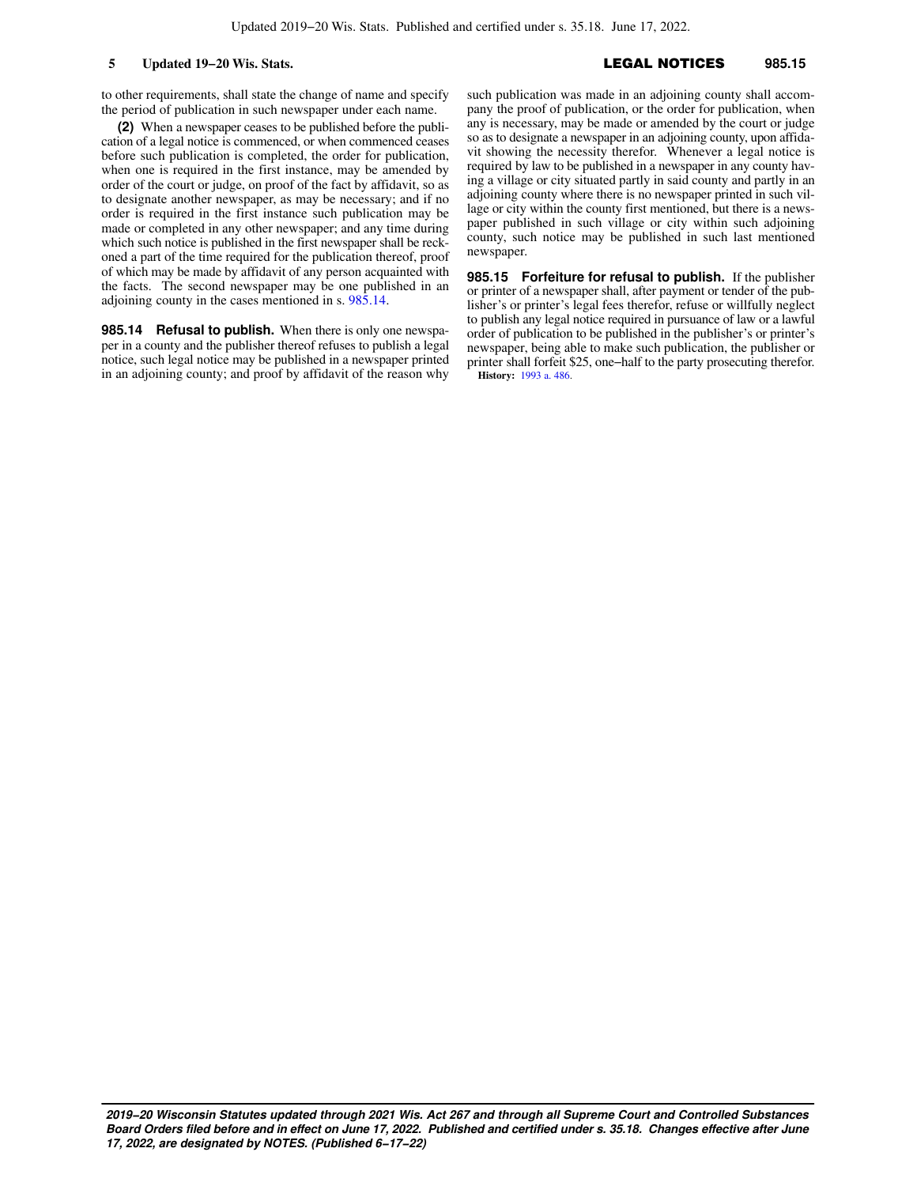to other requirements, shall state the change of name and specify the period of publication in such newspaper under each name.

**(2)** When a newspaper ceases to be published before the publication of a legal notice is commenced, or when commenced ceases before such publication is completed, the order for publication, when one is required in the first instance, may be amended by order of the court or judge, on proof of the fact by affidavit, so as to designate another newspaper, as may be necessary; and if no order is required in the first instance such publication may be made or completed in any other newspaper; and any time during which such notice is published in the first newspaper shall be reckoned a part of the time required for the publication thereof, proof of which may be made by affidavit of any person acquainted with the facts. The second newspaper may be one published in an adjoining county in the cases mentioned in s. 985.14.

**985.14 Refusal to publish.** When there is only one newspaper in a county and the publisher thereof refuses to publish a legal notice, such legal notice may be published in a newspaper printed in an adjoining county; and proof by affidavit of the reason why such publication was made in an adjoining county shall accompany the proof of publication, or the order for publication, when any is necessary, may be made or amended by the court or judge so as to designate a newspaper in an adjoining county, upon affidavit showing the necessity therefor. Whenever a legal notice is required by law to be published in a newspaper in any county having a village or city situated partly in said county and partly in an adjoining county where there is no newspaper printed in such village or city within the county first mentioned, but there is a newspaper published in such village or city within such adjoining county, such notice may be published in such last mentioned newspaper.

**985.15 Forfeiture for refusal to publish.** If the publisher or printer of a newspaper shall, after payment or tender of the publisher's or printer's legal fees therefor, refuse or willfully neglect to publish any legal notice required in pursuance of law or a lawful order of publication to be published in the publisher's or printer's newspaper, being able to make such publication, the publisher or printer shall forfeit $25, one–half to the party prosecuting therefor.

**History:** 1993 a. 486.